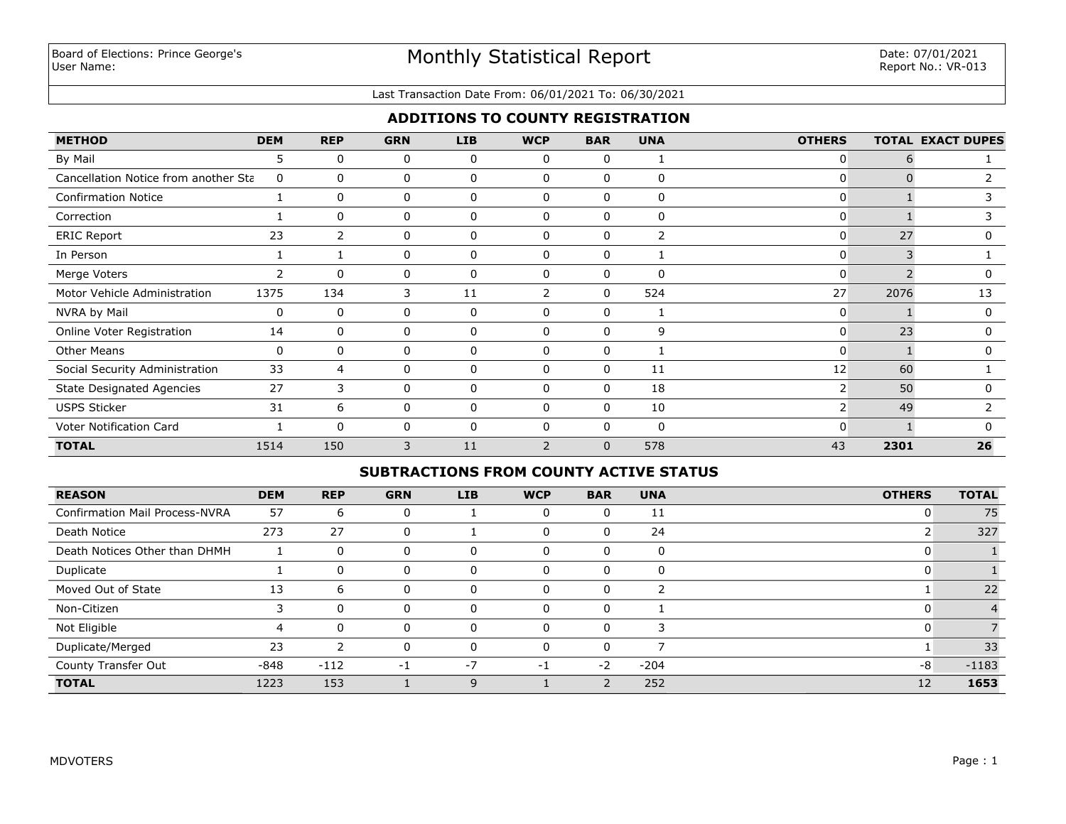Board of Elections: Prince George's
User Name:

# Monthly Statistical Report

Date: 07/01/2021
Report No.: VR-013

Last Transaction Date From: 06/01/2021 To: 06/30/2021

## ADDITIONS TO COUNTY REGISTRATION

| METHOD | DEM | REP | GRN | LIB | WCP | BAR | UNA | OTHERS | TOTAL | EXACT DUPES |
|---|---|---|---|---|---|---|---|---|---|---|
| By Mail | 5 | 0 | 0 | 0 | 0 | 0 | 1 | 0 | 6 | 1 |
| Cancellation Notice from another Sta | 0 | 0 | 0 | 0 | 0 | 0 | 0 | 0 | 0 | 2 |
| Confirmation Notice | 1 | 0 | 0 | 0 | 0 | 0 | 0 | 0 | 1 | 3 |
| Correction | 1 | 0 | 0 | 0 | 0 | 0 | 0 | 0 | 1 | 3 |
| ERIC Report | 23 | 2 | 0 | 0 | 0 | 0 | 2 | 0 | 27 | 0 |
| In Person | 1 | 1 | 0 | 0 | 0 | 0 | 1 | 0 | 3 | 1 |
| Merge Voters | 2 | 0 | 0 | 0 | 0 | 0 | 0 | 0 | 2 | 0 |
| Motor Vehicle Administration | 1375 | 134 | 3 | 11 | 2 | 0 | 524 | 27 | 2076 | 13 |
| NVRA by Mail | 0 | 0 | 0 | 0 | 0 | 0 | 1 | 0 | 1 | 0 |
| Online Voter Registration | 14 | 0 | 0 | 0 | 0 | 0 | 9 | 0 | 23 | 0 |
| Other Means | 0 | 0 | 0 | 0 | 0 | 0 | 1 | 0 | 1 | 0 |
| Social Security Administration | 33 | 4 | 0 | 0 | 0 | 0 | 11 | 12 | 60 | 1 |
| State Designated Agencies | 27 | 3 | 0 | 0 | 0 | 0 | 18 | 2 | 50 | 0 |
| USPS Sticker | 31 | 6 | 0 | 0 | 0 | 0 | 10 | 2 | 49 | 2 |
| Voter Notification Card | 1 | 0 | 0 | 0 | 0 | 0 | 0 | 0 | 1 | 0 |
| **TOTAL** | 1514 | 150 | 3 | 11 | 2 | 0 | 578 | 43 | **2301** | **26** |

## SUBTRACTIONS FROM COUNTY ACTIVE STATUS

| REASON | DEM | REP | GRN | LIB | WCP | BAR | UNA | OTHERS | TOTAL |
|---|---|---|---|---|---|---|---|---|---|
| Confirmation Mail Process-NVRA | 57 | 6 | 0 | 1 | 0 | 0 | 11 | 0 | 75 |
| Death Notice | 273 | 27 | 0 | 1 | 0 | 0 | 24 | 2 | 327 |
| Death Notices Other than DHMH | 1 | 0 | 0 | 0 | 0 | 0 | 0 | 0 | 1 |
| Duplicate | 1 | 0 | 0 | 0 | 0 | 0 | 0 | 0 | 1 |
| Moved Out of State | 13 | 6 | 0 | 0 | 0 | 0 | 2 | 1 | 22 |
| Non-Citizen | 3 | 0 | 0 | 0 | 0 | 0 | 1 | 0 | 4 |
| Not Eligible | 4 | 0 | 0 | 0 | 0 | 0 | 3 | 0 | 7 |
| Duplicate/Merged | 23 | 2 | 0 | 0 | 0 | 0 | 7 | 1 | 33 |
| County Transfer Out | -848 | -112 | -1 | -7 | -1 | -2 | -204 | -8 | -1183 |
| **TOTAL** | 1223 | 153 | 1 | 9 | 1 | 2 | 252 | 12 | **1653** |

MDVOTERS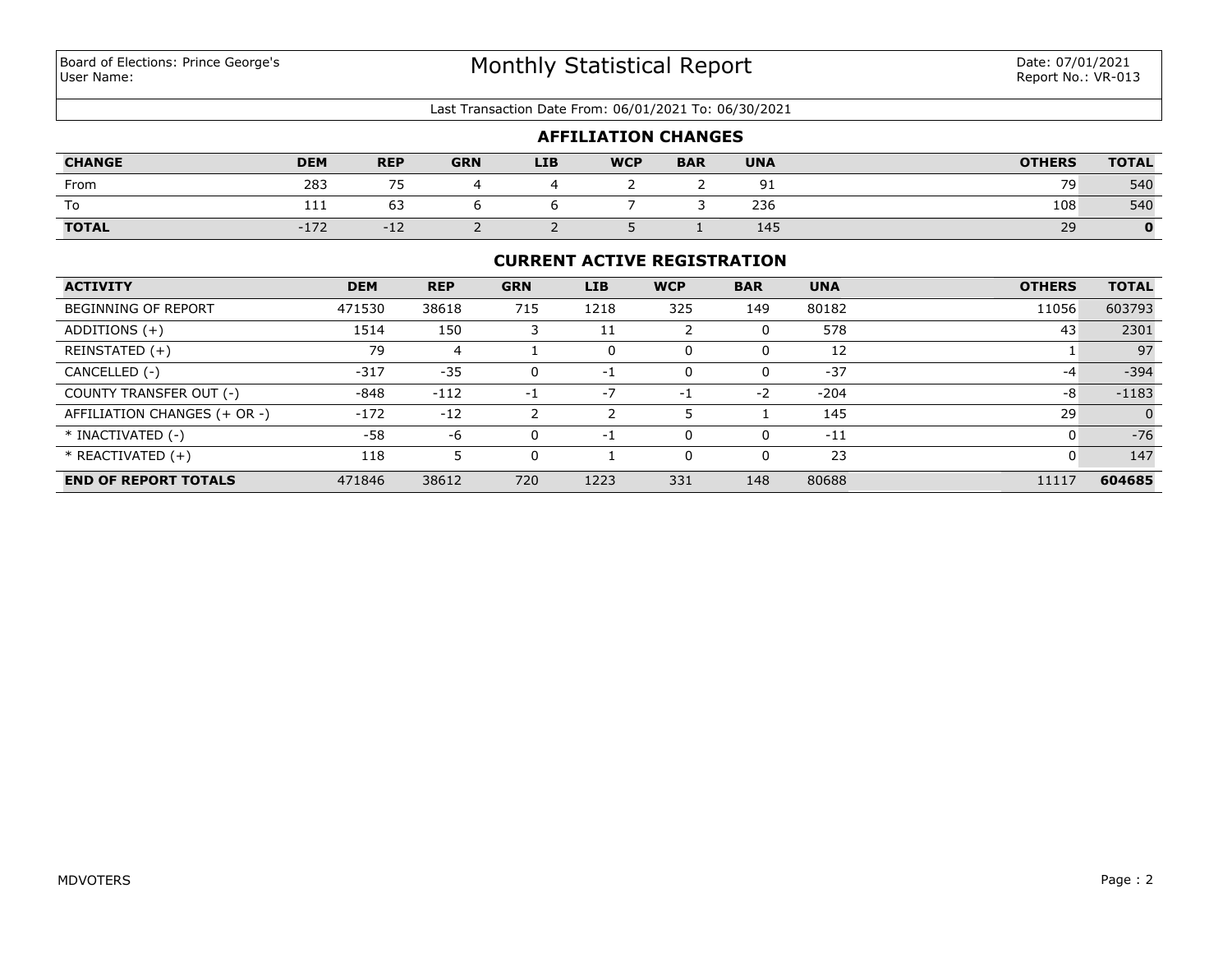Board of Elections: Prince George's
User Name:

# Monthly Statistical Report

Date: 07/01/2021
Report No.: VR-013

Last Transaction Date From: 06/01/2021 To: 06/30/2021

## AFFILIATION CHANGES

| CHANGE | DEM | REP | GRN | LIB | WCP | BAR | UNA | OTHERS | TOTAL |
|---|---|---|---|---|---|---|---|---|---|
| From | 283 | 75 | 4 | 4 | 2 | 2 | 91 | 79 | 540 |
| To | 111 | 63 | 6 | 6 | 7 | 3 | 236 | 108 | 540 |
| **TOTAL** | -172 | -12 | 2 | 2 | 5 | 1 | 145 | 29 | **0** |

## CURRENT ACTIVE REGISTRATION

| ACTIVITY | DEM | REP | GRN | LIB | WCP | BAR | UNA | OTHERS | TOTAL |
|---|---|---|---|---|---|---|---|---|---|
| BEGINNING OF REPORT | 471530 | 38618 | 715 | 1218 | 325 | 149 | 80182 | 11056 | 603793 |
| ADDITIONS (+) | 1514 | 150 | 3 | 11 | 2 | 0 | 578 | 43 | 2301 |
| REINSTATED (+) | 79 | 4 | 1 | 0 | 0 | 0 | 12 | 1 | 97 |
| CANCELLED (-) | -317 | -35 | 0 | -1 | 0 | 0 | -37 | -4 | -394 |
| COUNTY TRANSFER OUT (-) | -848 | -112 | -1 | -7 | -1 | -2 | -204 | -8 | -1183 |
| AFFILIATION CHANGES (+ OR -) | -172 | -12 | 2 | 2 | 5 | 1 | 145 | 29 | 0 |
| * INACTIVATED (-) | -58 | -6 | 0 | -1 | 0 | 0 | -11 | 0 | -76 |
| * REACTIVATED (+) | 118 | 5 | 0 | 1 | 0 | 0 | 23 | 0 | 147 |
| **END OF REPORT TOTALS** | 471846 | 38612 | 720 | 1223 | 331 | 148 | 80688 | 11117 | **604685** |

MDVOTERS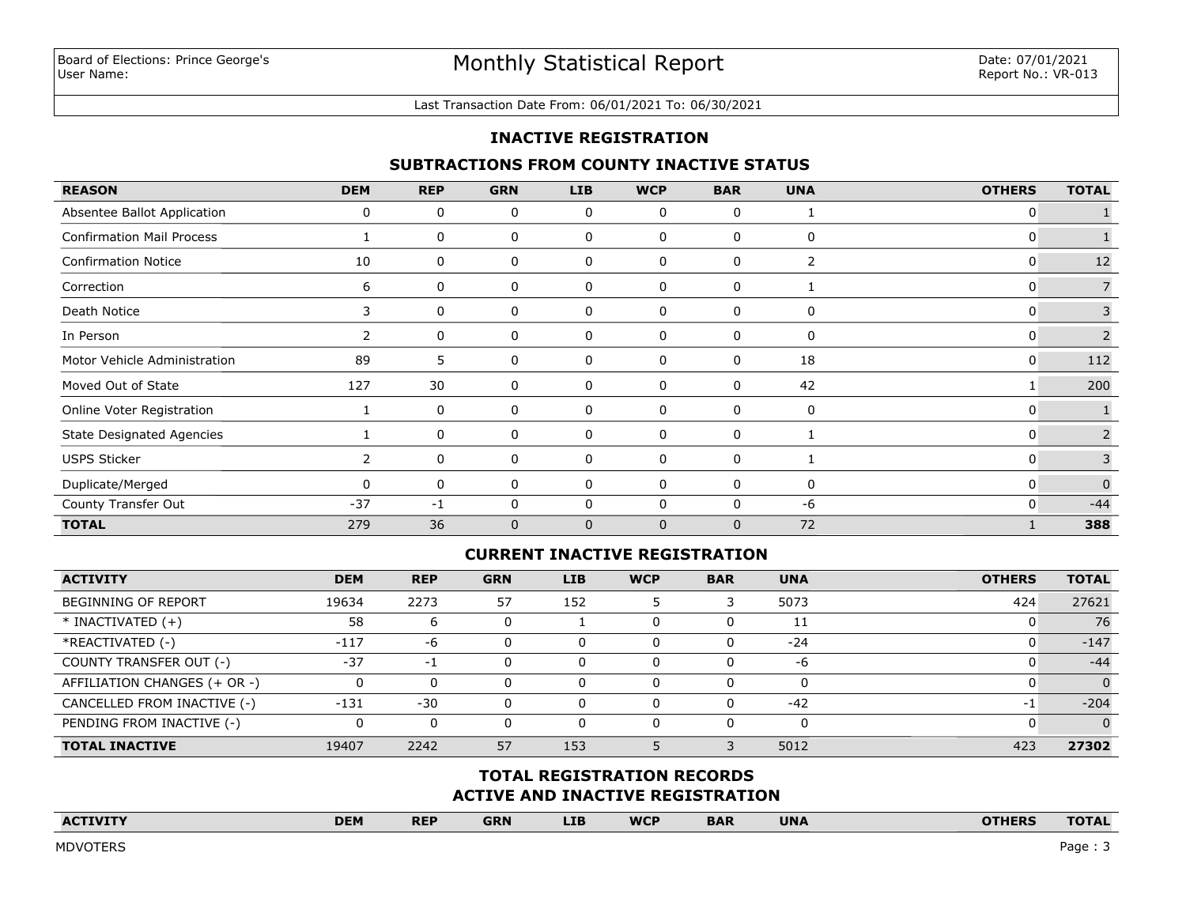Board of Elections: Prince George's
User Name:

# Monthly Statistical Report

Date: 07/01/2021
Report No.: VR-013

Last Transaction Date From: 06/01/2021 To: 06/30/2021

## INACTIVE REGISTRATION

### SUBTRACTIONS FROM COUNTY INACTIVE STATUS

| REASON | DEM | REP | GRN | LIB | WCP | BAR | UNA | OTHERS | TOTAL |
|---|---|---|---|---|---|---|---|---|---|
| Absentee Ballot Application | 0 | 0 | 0 | 0 | 0 | 0 | 1 | 0 | 1 |
| Confirmation Mail Process | 1 | 0 | 0 | 0 | 0 | 0 | 0 | 0 | 1 |
| Confirmation Notice | 10 | 0 | 0 | 0 | 0 | 0 | 2 | 0 | 12 |
| Correction | 6 | 0 | 0 | 0 | 0 | 0 | 1 | 0 | 7 |
| Death Notice | 3 | 0 | 0 | 0 | 0 | 0 | 0 | 0 | 3 |
| In Person | 2 | 0 | 0 | 0 | 0 | 0 | 0 | 0 | 2 |
| Motor Vehicle Administration | 89 | 5 | 0 | 0 | 0 | 0 | 18 | 0 | 112 |
| Moved Out of State | 127 | 30 | 0 | 0 | 0 | 0 | 42 | 1 | 200 |
| Online Voter Registration | 1 | 0 | 0 | 0 | 0 | 0 | 0 | 0 | 1 |
| State Designated Agencies | 1 | 0 | 0 | 0 | 0 | 0 | 1 | 0 | 2 |
| USPS Sticker | 2 | 0 | 0 | 0 | 0 | 0 | 1 | 0 | 3 |
| Duplicate/Merged | 0 | 0 | 0 | 0 | 0 | 0 | 0 | 0 | 0 |
| County Transfer Out | -37 | -1 | 0 | 0 | 0 | 0 | -6 | 0 | -44 |
| **TOTAL** | 279 | 36 | 0 | 0 | 0 | 0 | 72 | 1 | **388** |

### CURRENT INACTIVE REGISTRATION

| ACTIVITY | DEM | REP | GRN | LIB | WCP | BAR | UNA | OTHERS | TOTAL |
|---|---|---|---|---|---|---|---|---|---|
| BEGINNING OF REPORT | 19634 | 2273 | 57 | 152 | 5 | 3 | 5073 | 424 | 27621 |
| * INACTIVATED (+) | 58 | 6 | 0 | 1 | 0 | 0 | 11 | 0 | 76 |
| *REACTIVATED (-) | -117 | -6 | 0 | 0 | 0 | 0 | -24 | 0 | -147 |
| COUNTY TRANSFER OUT (-) | -37 | -1 | 0 | 0 | 0 | 0 | -6 | 0 | -44 |
| AFFILIATION CHANGES (+ OR -) | 0 | 0 | 0 | 0 | 0 | 0 | 0 | 0 | 0 |
| CANCELLED FROM INACTIVE (-) | -131 | -30 | 0 | 0 | 0 | 0 | -42 | -1 | -204 |
| PENDING FROM INACTIVE (-) | 0 | 0 | 0 | 0 | 0 | 0 | 0 | 0 | 0 |
| **TOTAL INACTIVE** | 19407 | 2242 | 57 | 153 | 5 | 3 | 5012 | 423 | **27302** |

### TOTAL REGISTRATION RECORDS
### ACTIVE AND INACTIVE REGISTRATION

| ACTIVITY | DEM | REP | GRN | LIB | WCP | BAR | UNA | OTHERS | TOTAL |
|---|---|---|---|---|---|---|---|---|---|

MDVOTERS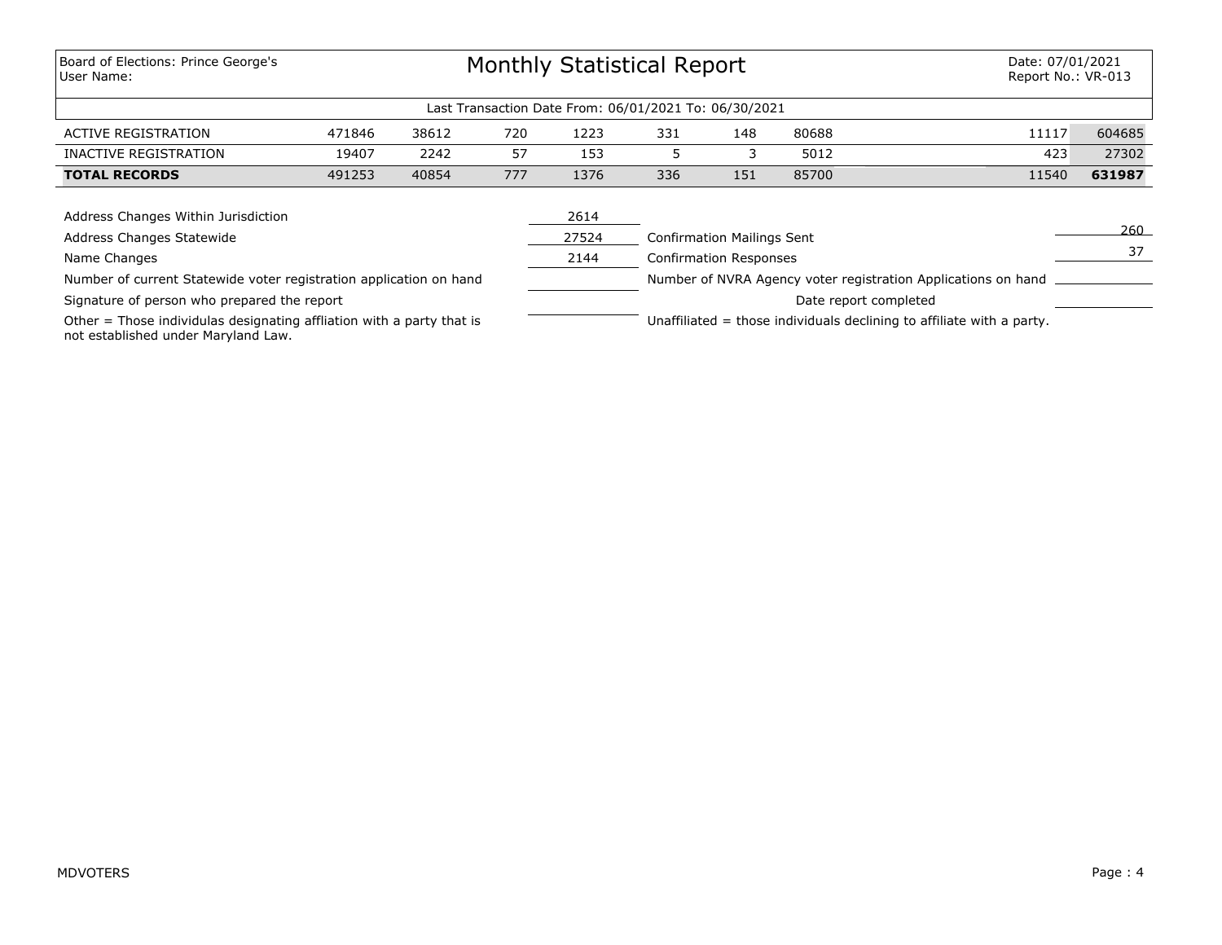Board of Elections: Prince George's
User Name:

# Monthly Statistical Report

Date: 07/01/2021
Report No.: VR-013

Last Transaction Date From: 06/01/2021 To: 06/30/2021

| | | | | | | | | | | |
|---|---|---|---|---|---|---|---|---|---|---|
| ACTIVE REGISTRATION | 471846 | 38612 | 720 | 1223 | 331 | 148 | 80688 | | 11117 | 604685 |
| INACTIVE REGISTRATION | 19407 | 2242 | 57 | 153 | 5 | 3 | 5012 | | 423 | 27302 |
| **TOTAL RECORDS** | 491253 | 40854 | 777 | 1376 | 336 | 151 | 85700 | | 11540 | **631987** |

| | | | |
|---|---|---|---|
| Address Changes Within Jurisdiction | 2614 | | |
| Address Changes Statewide | 27524 | Confirmation Mailings Sent | 260 |
| Name Changes | 2144 | Confirmation Responses | 37 |
| Number of current Statewide voter registration application on hand | | Number of NVRA Agency voter registration Applications on hand | |
| Signature of person who prepared the report | | Date report completed | |

Other = Those individulas designating affliation with a party that is not established under Maryland Law.

Unaffiliated = those individuals declining to affiliate with a party.

MDVOTERS